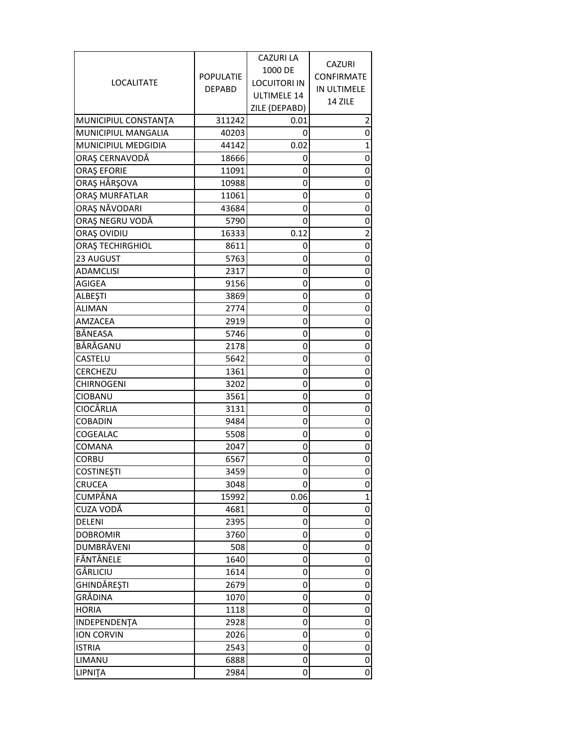| LOCALITATE | POPULATIE DEPABD | CAZURI LA 1000 DE LOCUITORI IN ULTIMELE 14 ZILE (DEPABD) | CAZURI CONFIRMATE IN ULTIMELE 14 ZILE |
|---|---|---|---|
| MUNICIPIUL CONSTANŢA | 311242 | 0.01 | 2 |
| MUNICIPIUL MANGALIA | 40203 | 0 | 0 |
| MUNICIPIUL MEDGIDIA | 44142 | 0.02 | 1 |
| ORAŞ CERNAVODĂ | 18666 | 0 | 0 |
| ORAŞ EFORIE | 11091 | 0 | 0 |
| ORAŞ HÂRŞOVA | 10988 | 0 | 0 |
| ORAŞ MURFATLAR | 11061 | 0 | 0 |
| ORAŞ NĂVODARI | 43684 | 0 | 0 |
| ORAŞ NEGRU VODĂ | 5790 | 0 | 0 |
| ORAŞ OVIDIU | 16333 | 0.12 | 2 |
| ORAŞ TECHIRGHIOL | 8611 | 0 | 0 |
| 23 AUGUST | 5763 | 0 | 0 |
| ADAMCLISI | 2317 | 0 | 0 |
| AGIGEA | 9156 | 0 | 0 |
| ALBEŞTI | 3869 | 0 | 0 |
| ALIMAN | 2774 | 0 | 0 |
| AMZACEA | 2919 | 0 | 0 |
| BĂNEASA | 5746 | 0 | 0 |
| BĂRĂGANU | 2178 | 0 | 0 |
| CASTELU | 5642 | 0 | 0 |
| CERCHEZU | 1361 | 0 | 0 |
| CHIRNOGENI | 3202 | 0 | 0 |
| CIOBANU | 3561 | 0 | 0 |
| CIOCÂRLIA | 3131 | 0 | 0 |
| COBADIN | 9484 | 0 | 0 |
| COGEALAC | 5508 | 0 | 0 |
| COMANA | 2047 | 0 | 0 |
| CORBU | 6567 | 0 | 0 |
| COSTINEŞTI | 3459 | 0 | 0 |
| CRUCEA | 3048 | 0 | 0 |
| CUMPĂNA | 15992 | 0.06 | 1 |
| CUZA VODĂ | 4681 | 0 | 0 |
| DELENI | 2395 | 0 | 0 |
| DOBROMIR | 3760 | 0 | 0 |
| DUMBRĂVENI | 508 | 0 | 0 |
| FÂNTÂNELE | 1640 | 0 | 0 |
| GÂRLICIU | 1614 | 0 | 0 |
| GHINDĂREŞTI | 2679 | 0 | 0 |
| GRĂDINA | 1070 | 0 | 0 |
| HORIA | 1118 | 0 | 0 |
| INDEPENDENŢA | 2928 | 0 | 0 |
| ION CORVIN | 2026 | 0 | 0 |
| ISTRIA | 2543 | 0 | 0 |
| LIMANU | 6888 | 0 | 0 |
| LIPNIŢA | 2984 | 0 | 0 |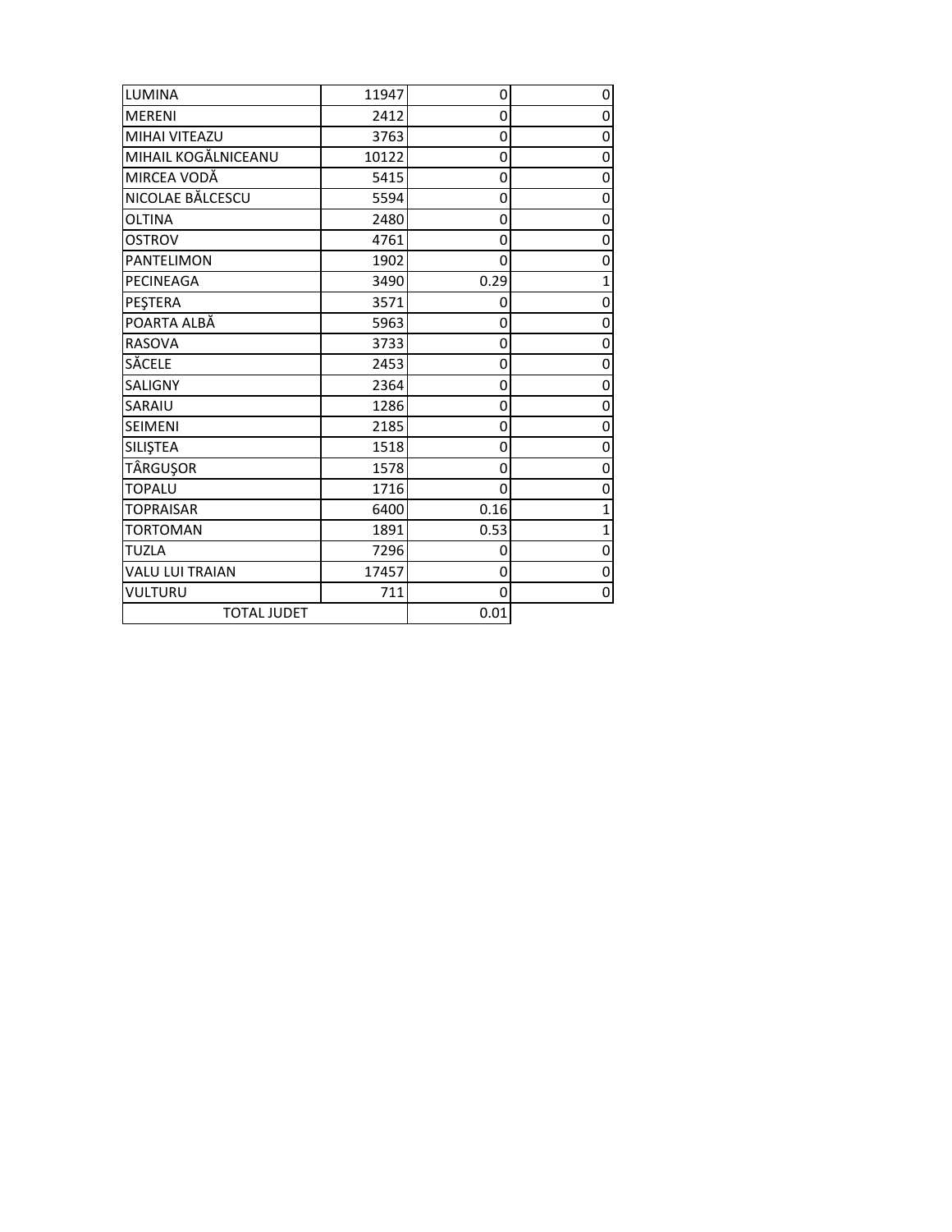| | | | |
|---|---|---|---|
| LUMINA | 11947 | 0 | 0 |
| MERENI | 2412 | 0 | 0 |
| MIHAI VITEAZU | 3763 | 0 | 0 |
| MIHAIL KOGĂLNICEANU | 10122 | 0 | 0 |
| MIRCEA VODĂ | 5415 | 0 | 0 |
| NICOLAE BĂLCESCU | 5594 | 0 | 0 |
| OLTINA | 2480 | 0 | 0 |
| OSTROV | 4761 | 0 | 0 |
| PANTELIMON | 1902 | 0 | 0 |
| PECINEAGA | 3490 | 0.29 | 1 |
| PEŞTERA | 3571 | 0 | 0 |
| POARTA ALBĂ | 5963 | 0 | 0 |
| RASOVA | 3733 | 0 | 0 |
| SĂCELE | 2453 | 0 | 0 |
| SALIGNY | 2364 | 0 | 0 |
| SARAIU | 1286 | 0 | 0 |
| SEIMENI | 2185 | 0 | 0 |
| SILIŞTEA | 1518 | 0 | 0 |
| TÂRGUŞOR | 1578 | 0 | 0 |
| TOPALU | 1716 | 0 | 0 |
| TOPRAISAR | 6400 | 0.16 | 1 |
| TORTOMAN | 1891 | 0.53 | 1 |
| TUZLA | 7296 | 0 | 0 |
| VALU LUI TRAIAN | 17457 | 0 | 0 |
| VULTURU | 711 | 0 | 0 |
| TOTAL JUDET | | 0.01 | |